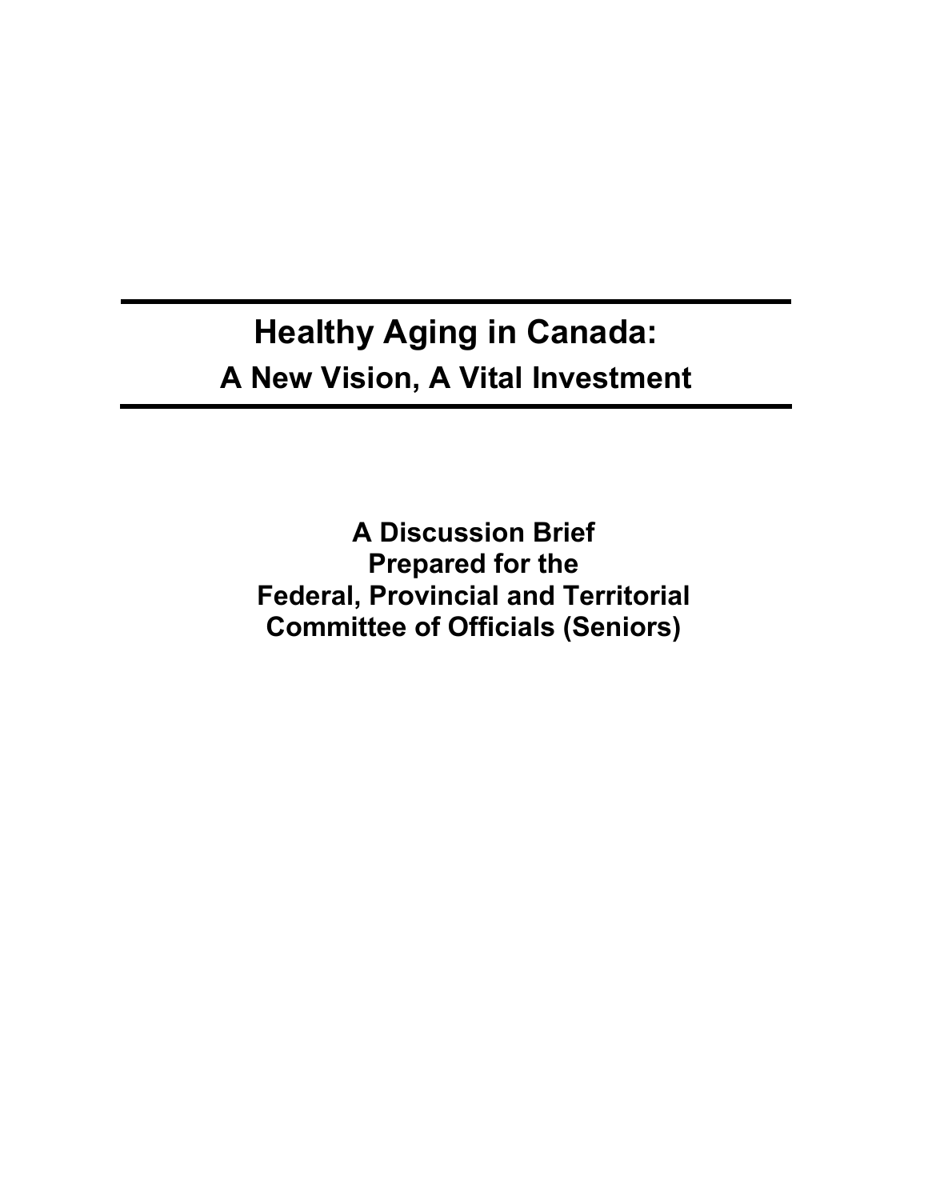# Healthy Aging in Canada:

## A New Vision, A Vital Investment

**A Discussion Brief**
**Prepared for the**
**Federal, Provincial and Territorial**
**Committee of Officials (Seniors)**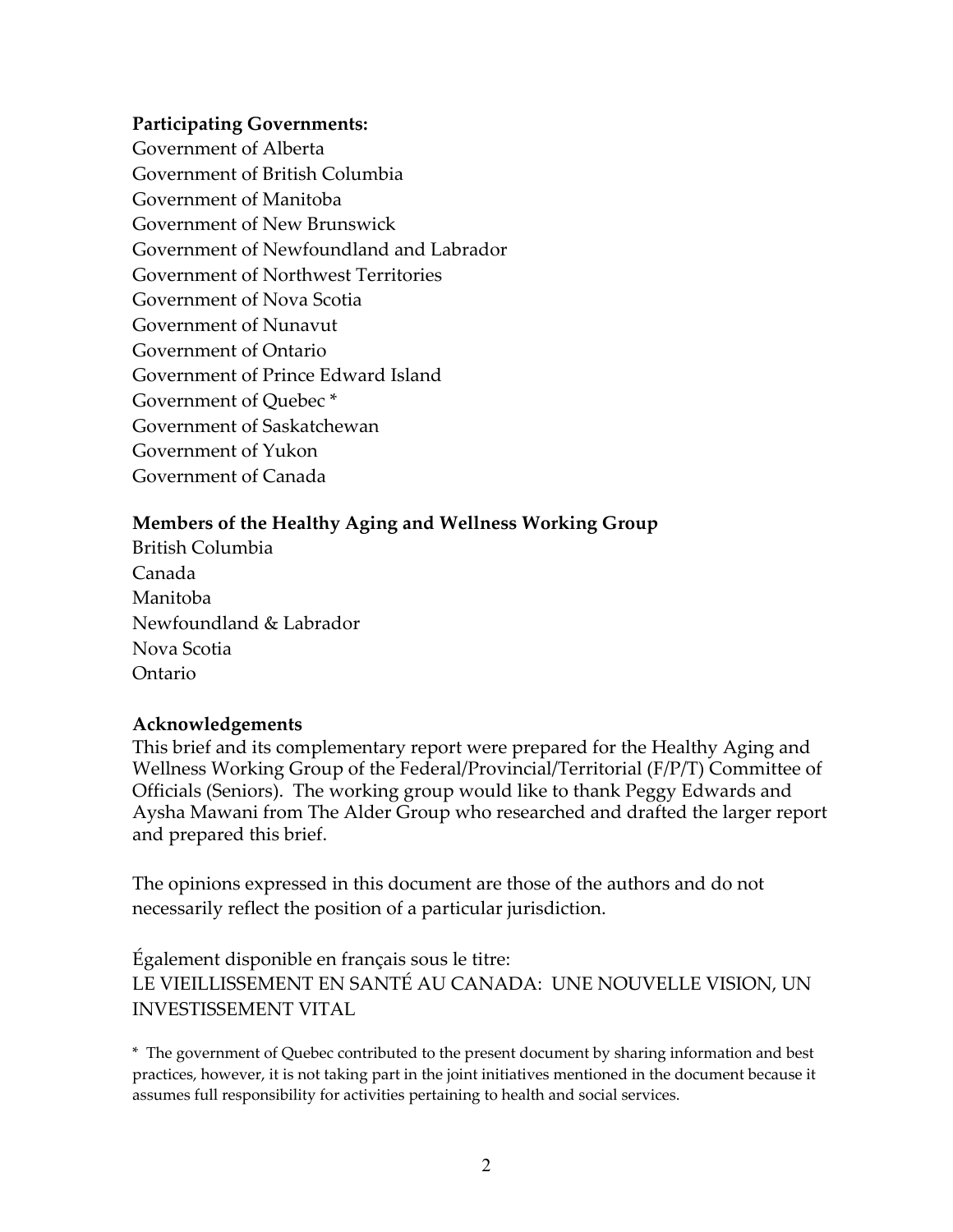**Participating Governments:**

Government of Alberta
Government of British Columbia
Government of Manitoba
Government of New Brunswick
Government of Newfoundland and Labrador
Government of Northwest Territories
Government of Nova Scotia
Government of Nunavut
Government of Ontario
Government of Prince Edward Island
Government of Quebec *
Government of Saskatchewan
Government of Yukon
Government of Canada

**Members of the Healthy Aging and Wellness Working Group**

British Columbia
Canada
Manitoba
Newfoundland & Labrador
Nova Scotia
Ontario

**Acknowledgements**

This brief and its complementary report were prepared for the Healthy Aging and Wellness Working Group of the Federal/Provincial/Territorial (F/P/T) Committee of Officials (Seniors). The working group would like to thank Peggy Edwards and Aysha Mawani from The Alder Group who researched and drafted the larger report and prepared this brief.

The opinions expressed in this document are those of the authors and do not necessarily reflect the position of a particular jurisdiction.

Également disponible en français sous le titre:
LE VIEILLISSEMENT EN SANTÉ AU CANADA: UNE NOUVELLE VISION, UN INVESTISSEMENT VITAL

\* The government of Quebec contributed to the present document by sharing information and best practices, however, it is not taking part in the joint initiatives mentioned in the document because it assumes full responsibility for activities pertaining to health and social services.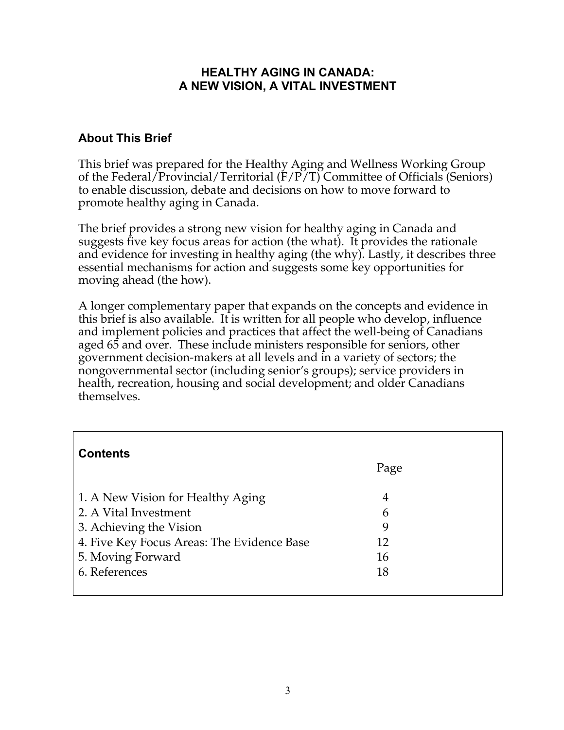# HEALTHY AGING IN CANADA: A NEW VISION, A VITAL INVESTMENT

## About This Brief

This brief was prepared for the Healthy Aging and Wellness Working Group of the Federal/Provincial/Territorial (F/P/T) Committee of Officials (Seniors) to enable discussion, debate and decisions on how to move forward to promote healthy aging in Canada.

The brief provides a strong new vision for healthy aging in Canada and suggests five key focus areas for action (the what). It provides the rationale and evidence for investing in healthy aging (the why). Lastly, it describes three essential mechanisms for action and suggests some key opportunities for moving ahead (the how).

A longer complementary paper that expands on the concepts and evidence in this brief is also available. It is written for all people who develop, influence and implement policies and practices that affect the well-being of Canadians aged 65 and over. These include ministers responsible for seniors, other government decision-makers at all levels and in a variety of sectors; the nongovernmental sector (including senior's groups); service providers in health, recreation, housing and social development; and older Canadians themselves.

### Contents

| | Page |
|---|---|
| 1. A New Vision for Healthy Aging | 4 |
| 2. A Vital Investment | 6 |
| 3. Achieving the Vision | 9 |
| 4. Five Key Focus Areas: The Evidence Base | 12 |
| 5. Moving Forward | 16 |
| 6. References | 18 |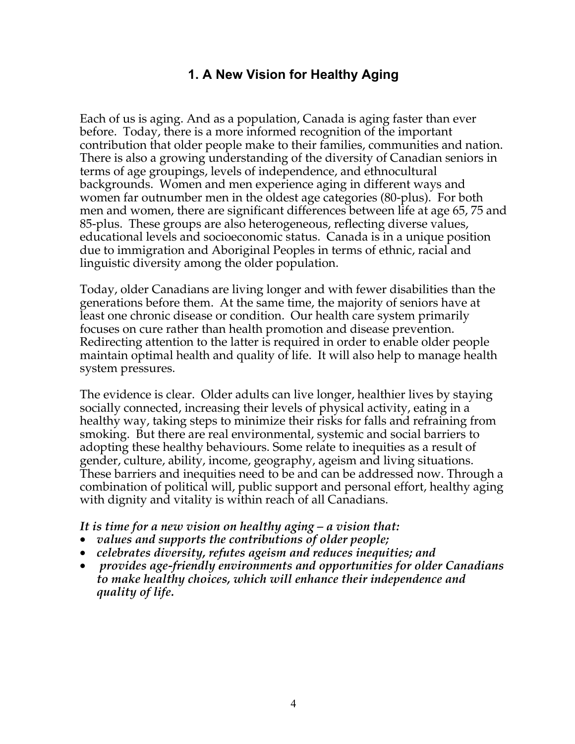# 1. A New Vision for Healthy Aging

Each of us is aging. And as a population, Canada is aging faster than ever before. Today, there is a more informed recognition of the important contribution that older people make to their families, communities and nation. There is also a growing understanding of the diversity of Canadian seniors in terms of age groupings, levels of independence, and ethnocultural backgrounds. Women and men experience aging in different ways and women far outnumber men in the oldest age categories (80-plus). For both men and women, there are significant differences between life at age 65, 75 and 85-plus. These groups are also heterogeneous, reflecting diverse values, educational levels and socioeconomic status. Canada is in a unique position due to immigration and Aboriginal Peoples in terms of ethnic, racial and linguistic diversity among the older population.

Today, older Canadians are living longer and with fewer disabilities than the generations before them. At the same time, the majority of seniors have at least one chronic disease or condition. Our health care system primarily focuses on cure rather than health promotion and disease prevention. Redirecting attention to the latter is required in order to enable older people maintain optimal health and quality of life. It will also help to manage health system pressures.

The evidence is clear. Older adults can live longer, healthier lives by staying socially connected, increasing their levels of physical activity, eating in a healthy way, taking steps to minimize their risks for falls and refraining from smoking. But there are real environmental, systemic and social barriers to adopting these healthy behaviours. Some relate to inequities as a result of gender, culture, ability, income, geography, ageism and living situations. These barriers and inequities need to be and can be addressed now. Through a combination of political will, public support and personal effort, healthy aging with dignity and vitality is within reach of all Canadians.

***It is time for a new vision on healthy aging – a vision that:***

- ***values and supports the contributions of older people;***
- ***celebrates diversity, refutes ageism and reduces inequities; and***
- ***provides age-friendly environments and opportunities for older Canadians to make healthy choices, which will enhance their independence and quality of life.***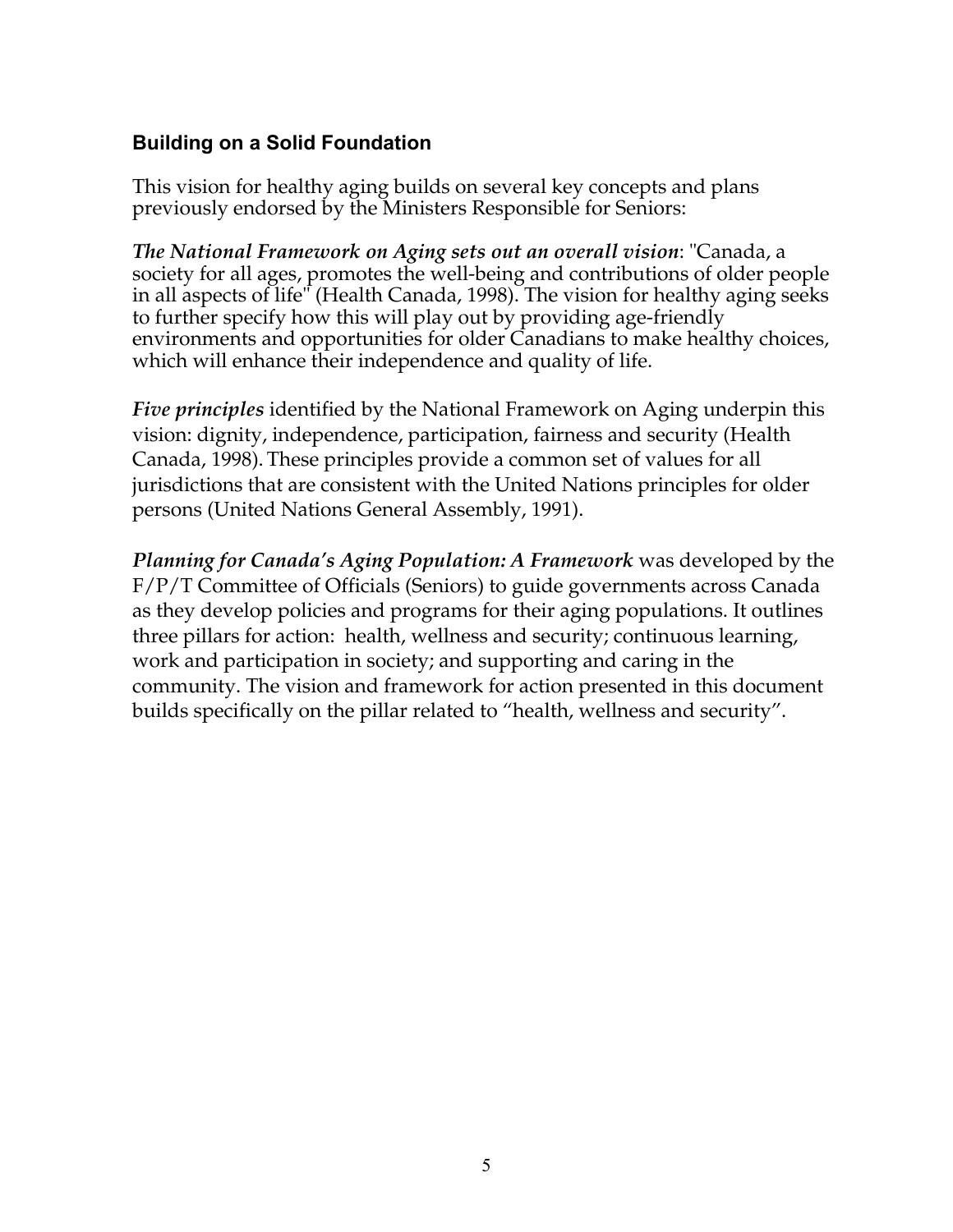## Building on a Solid Foundation

This vision for healthy aging builds on several key concepts and plans previously endorsed by the Ministers Responsible for Seniors:

***The National Framework on Aging sets out an overall vision***: "Canada, a society for all ages, promotes the well-being and contributions of older people in all aspects of life" (Health Canada, 1998). The vision for healthy aging seeks to further specify how this will play out by providing age-friendly environments and opportunities for older Canadians to make healthy choices, which will enhance their independence and quality of life.

***Five principles*** identified by the National Framework on Aging underpin this vision: dignity, independence, participation, fairness and security (Health Canada, 1998). These principles provide a common set of values for all jurisdictions that are consistent with the United Nations principles for older persons (United Nations General Assembly, 1991).

***Planning for Canada's Aging Population: A Framework*** was developed by the F/P/T Committee of Officials (Seniors) to guide governments across Canada as they develop policies and programs for their aging populations. It outlines three pillars for action: health, wellness and security; continuous learning, work and participation in society; and supporting and caring in the community. The vision and framework for action presented in this document builds specifically on the pillar related to "health, wellness and security".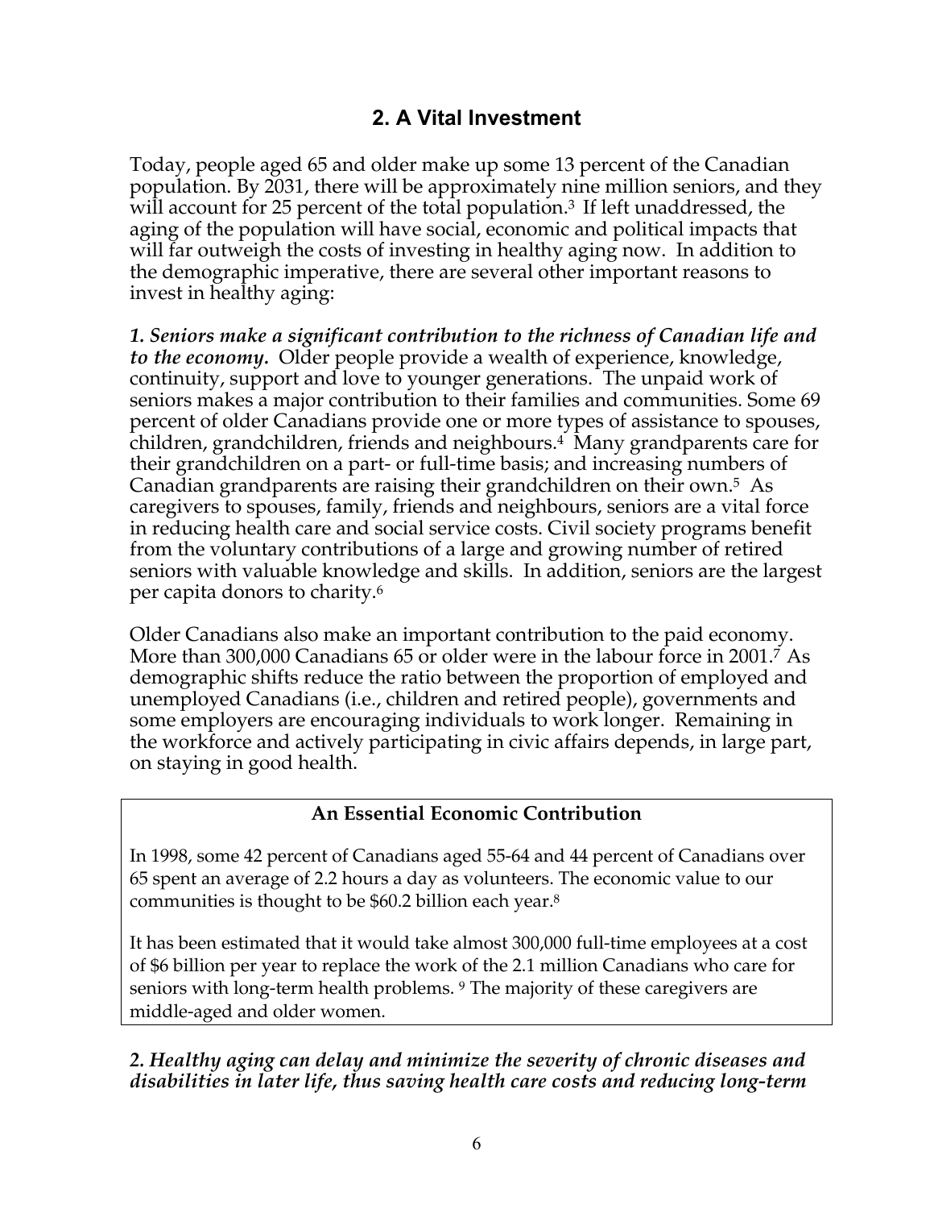## 2. A Vital Investment

Today, people aged 65 and older make up some 13 percent of the Canadian population. By 2031, there will be approximately nine million seniors, and they will account for 25 percent of the total population.[3] If left unaddressed, the aging of the population will have social, economic and political impacts that will far outweigh the costs of investing in healthy aging now. In addition to the demographic imperative, there are several other important reasons to invest in healthy aging:

***1. Seniors make a significant contribution to the richness of Canadian life and to the economy.*** Older people provide a wealth of experience, knowledge, continuity, support and love to younger generations. The unpaid work of seniors makes a major contribution to their families and communities. Some 69 percent of older Canadians provide one or more types of assistance to spouses, children, grandchildren, friends and neighbours.[4] Many grandparents care for their grandchildren on a part- or full-time basis; and increasing numbers of Canadian grandparents are raising their grandchildren on their own.[5] As caregivers to spouses, family, friends and neighbours, seniors are a vital force in reducing health care and social service costs. Civil society programs benefit from the voluntary contributions of a large and growing number of retired seniors with valuable knowledge and skills. In addition, seniors are the largest per capita donors to charity.[6]

Older Canadians also make an important contribution to the paid economy. More than 300,000 Canadians 65 or older were in the labour force in 2001.[7] As demographic shifts reduce the ratio between the proportion of employed and unemployed Canadians (i.e., children and retired people), governments and some employers are encouraging individuals to work longer. Remaining in the workforce and actively participating in civic affairs depends, in large part, on staying in good health.

> **An Essential Economic Contribution**
>
> In 1998, some 42 percent of Canadians aged 55-64 and 44 percent of Canadians over 65 spent an average of 2.2 hours a day as volunteers. The economic value to our communities is thought to be $60.2 billion each year.[8]
>
> It has been estimated that it would take almost 300,000 full-time employees at a cost of $6 billion per year to replace the work of the 2.1 million Canadians who care for seniors with long-term health problems. [9] The majority of these caregivers are middle-aged and older women.

***2. Healthy aging can delay and minimize the severity of chronic diseases and disabilities in later life, thus saving health care costs and reducing long-term***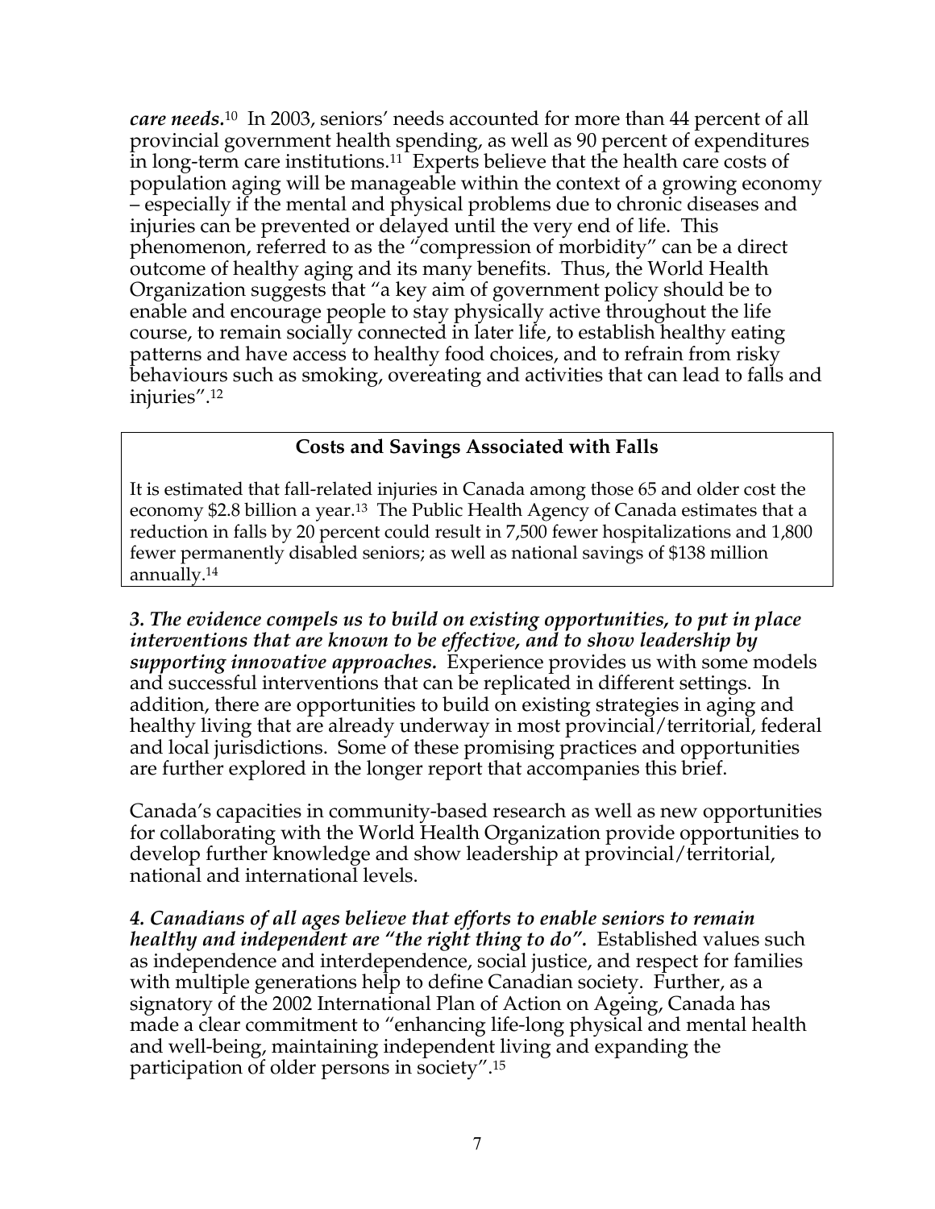***care needs.***[10] In 2003, seniors' needs accounted for more than 44 percent of all provincial government health spending, as well as 90 percent of expenditures in long-term care institutions.[11] Experts believe that the health care costs of population aging will be manageable within the context of a growing economy – especially if the mental and physical problems due to chronic diseases and injuries can be prevented or delayed until the very end of life. This phenomenon, referred to as the "compression of morbidity" can be a direct outcome of healthy aging and its many benefits. Thus, the World Health Organization suggests that "a key aim of government policy should be to enable and encourage people to stay physically active throughout the life course, to remain socially connected in later life, to establish healthy eating patterns and have access to healthy food choices, and to refrain from risky behaviours such as smoking, overeating and activities that can lead to falls and injuries".[12]

> **Costs and Savings Associated with Falls**
>
> It is estimated that fall-related injuries in Canada among those 65 and older cost the economy $2.8 billion a year.[13] The Public Health Agency of Canada estimates that a reduction in falls by 20 percent could result in 7,500 fewer hospitalizations and 1,800 fewer permanently disabled seniors; as well as national savings of $138 million annually.[14]

***3. The evidence compels us to build on existing opportunities, to put in place interventions that are known to be effective, and to show leadership by supporting innovative approaches.*** Experience provides us with some models and successful interventions that can be replicated in different settings. In addition, there are opportunities to build on existing strategies in aging and healthy living that are already underway in most provincial/territorial, federal and local jurisdictions. Some of these promising practices and opportunities are further explored in the longer report that accompanies this brief.

Canada's capacities in community-based research as well as new opportunities for collaborating with the World Health Organization provide opportunities to develop further knowledge and show leadership at provincial/territorial, national and international levels.

***4. Canadians of all ages believe that efforts to enable seniors to remain healthy and independent are "the right thing to do".*** Established values such as independence and interdependence, social justice, and respect for families with multiple generations help to define Canadian society. Further, as a signatory of the 2002 International Plan of Action on Ageing, Canada has made a clear commitment to "enhancing life-long physical and mental health and well-being, maintaining independent living and expanding the participation of older persons in society".[15]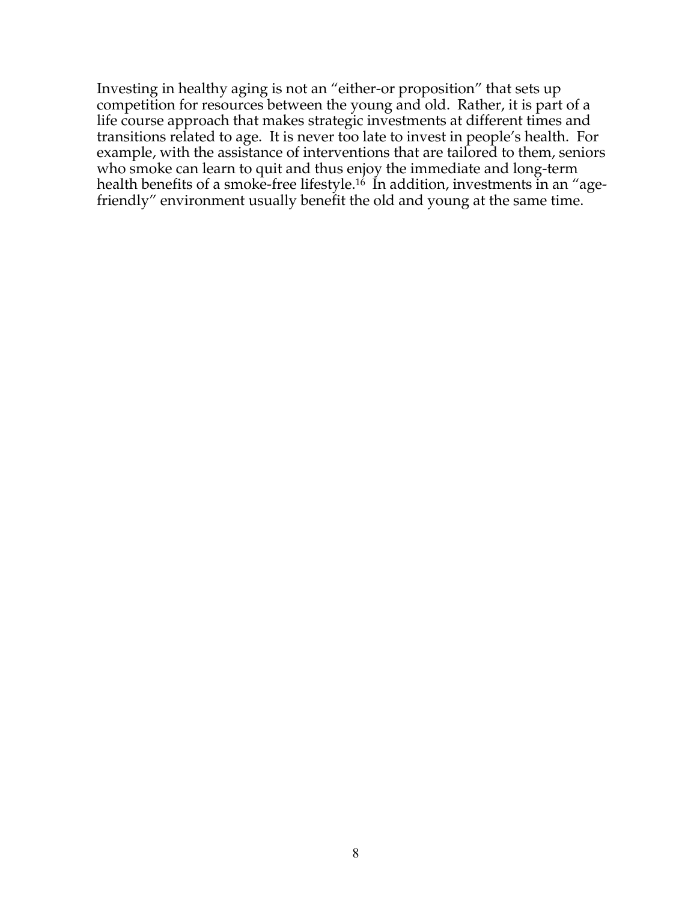Investing in healthy aging is not an "either-or proposition" that sets up competition for resources between the young and old. Rather, it is part of a life course approach that makes strategic investments at different times and transitions related to age. It is never too late to invest in people's health. For example, with the assistance of interventions that are tailored to them, seniors who smoke can learn to quit and thus enjoy the immediate and long-term health benefits of a smoke-free lifestyle.[16] In addition, investments in an "age-friendly" environment usually benefit the old and young at the same time.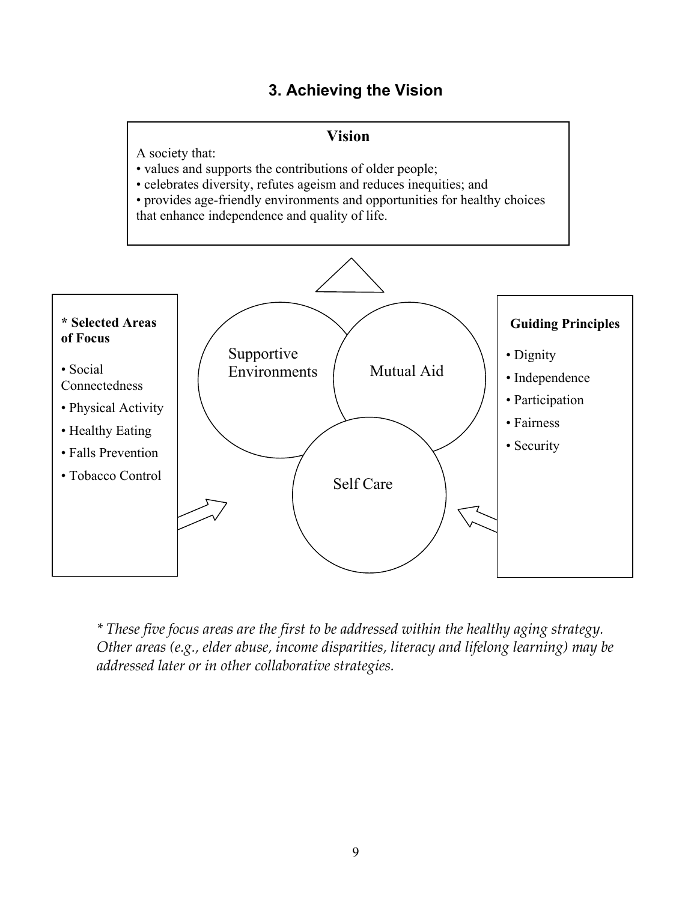## 3. Achieving the Vision

**Vision**

A society that:

- values and supports the contributions of older people;
- celebrates diversity, refutes ageism and reduces inequities; and
- provides age-friendly environments and opportunities for healthy choices that enhance independence and quality of life.

**\* Selected Areas of Focus**

- Social Connectedness
- Physical Activity
- Healthy Eating
- Falls Prevention
- Tobacco Control

Supportive Environments

Mutual Aid

Self Care

**Guiding Principles**

- Dignity
- Independence
- Participation
- Fairness
- Security

*\* These five focus areas are the first to be addressed within the healthy aging strategy. Other areas (e.g., elder abuse, income disparities, literacy and lifelong learning) may be addressed later or in other collaborative strategies.*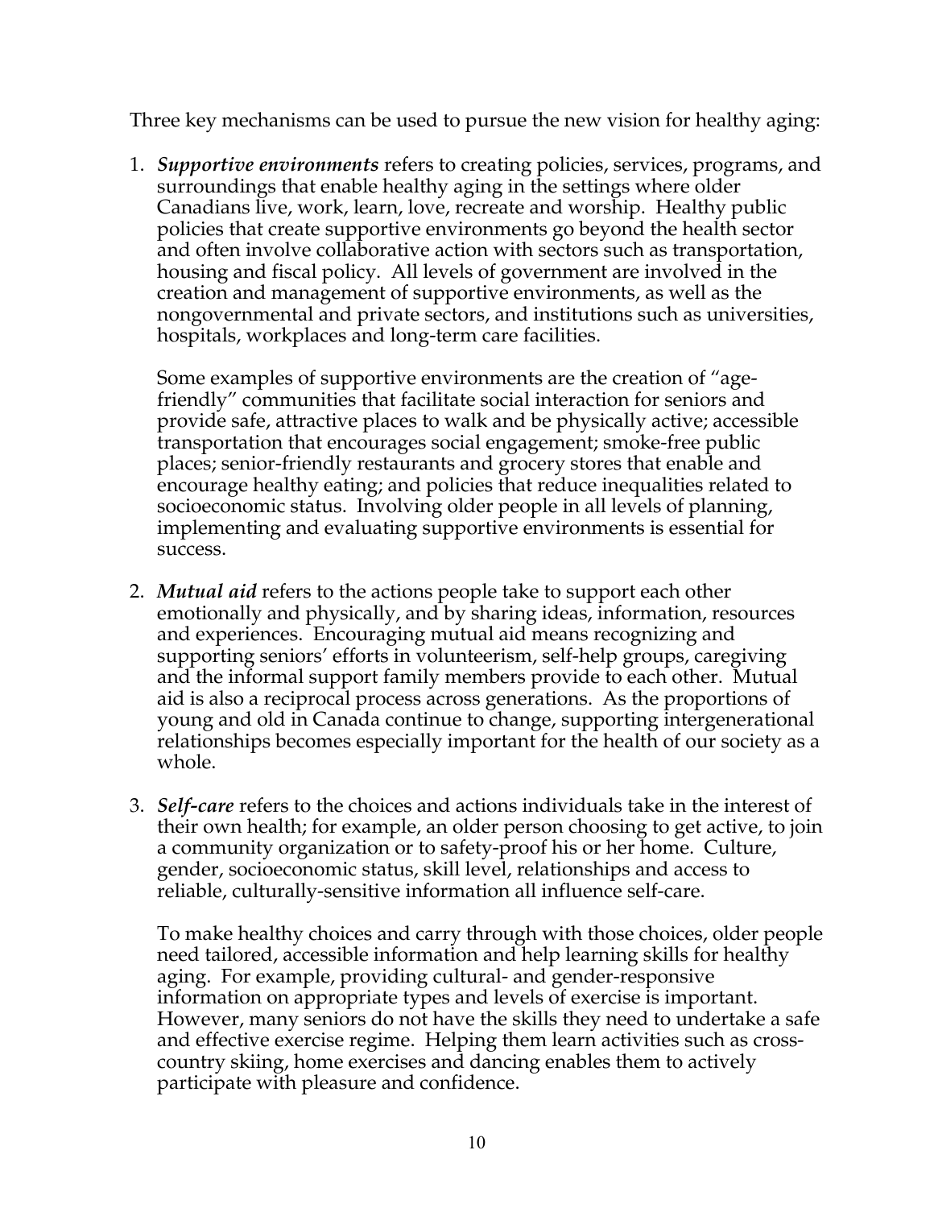Three key mechanisms can be used to pursue the new vision for healthy aging:

1. ***Supportive environments*** refers to creating policies, services, programs, and surroundings that enable healthy aging in the settings where older Canadians live, work, learn, love, recreate and worship. Healthy public policies that create supportive environments go beyond the health sector and often involve collaborative action with sectors such as transportation, housing and fiscal policy. All levels of government are involved in the creation and management of supportive environments, as well as the nongovernmental and private sectors, and institutions such as universities, hospitals, workplaces and long-term care facilities.

   Some examples of supportive environments are the creation of "age-friendly" communities that facilitate social interaction for seniors and provide safe, attractive places to walk and be physically active; accessible transportation that encourages social engagement; smoke-free public places; senior-friendly restaurants and grocery stores that enable and encourage healthy eating; and policies that reduce inequalities related to socioeconomic status. Involving older people in all levels of planning, implementing and evaluating supportive environments is essential for success.

2. ***Mutual aid*** refers to the actions people take to support each other emotionally and physically, and by sharing ideas, information, resources and experiences. Encouraging mutual aid means recognizing and supporting seniors' efforts in volunteerism, self-help groups, caregiving and the informal support family members provide to each other. Mutual aid is also a reciprocal process across generations. As the proportions of young and old in Canada continue to change, supporting intergenerational relationships becomes especially important for the health of our society as a whole.

3. ***Self-care*** refers to the choices and actions individuals take in the interest of their own health; for example, an older person choosing to get active, to join a community organization or to safety-proof his or her home. Culture, gender, socioeconomic status, skill level, relationships and access to reliable, culturally-sensitive information all influence self-care.

   To make healthy choices and carry through with those choices, older people need tailored, accessible information and help learning skills for healthy aging. For example, providing cultural- and gender-responsive information on appropriate types and levels of exercise is important. However, many seniors do not have the skills they need to undertake a safe and effective exercise regime. Helping them learn activities such as cross-country skiing, home exercises and dancing enables them to actively participate with pleasure and confidence.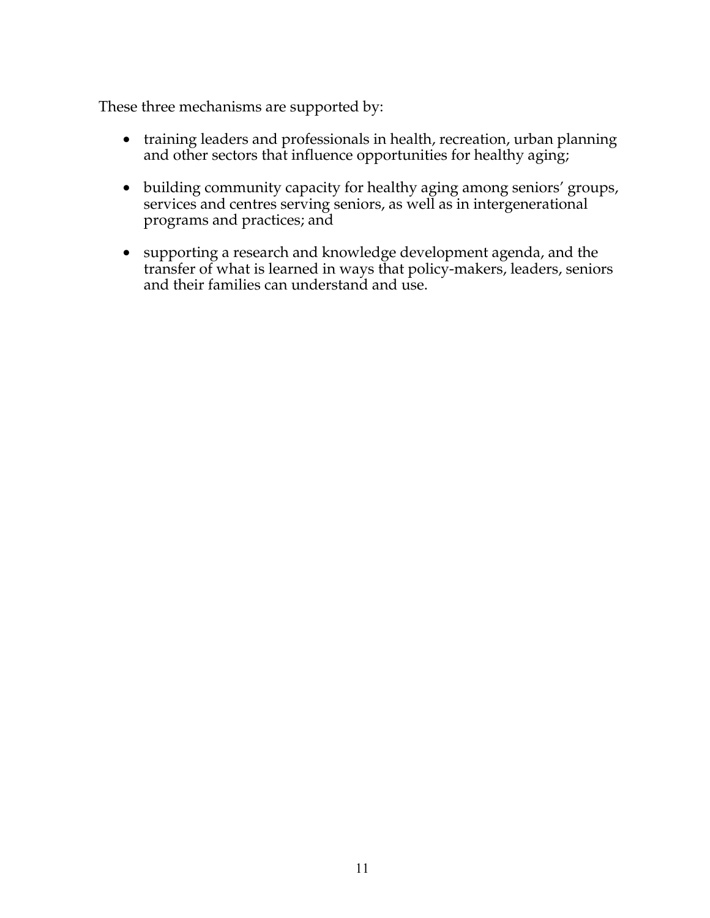These three mechanisms are supported by:

- training leaders and professionals in health, recreation, urban planning and other sectors that influence opportunities for healthy aging;
- building community capacity for healthy aging among seniors' groups, services and centres serving seniors, as well as in intergenerational programs and practices; and
- supporting a research and knowledge development agenda, and the transfer of what is learned in ways that policy-makers, leaders, seniors and their families can understand and use.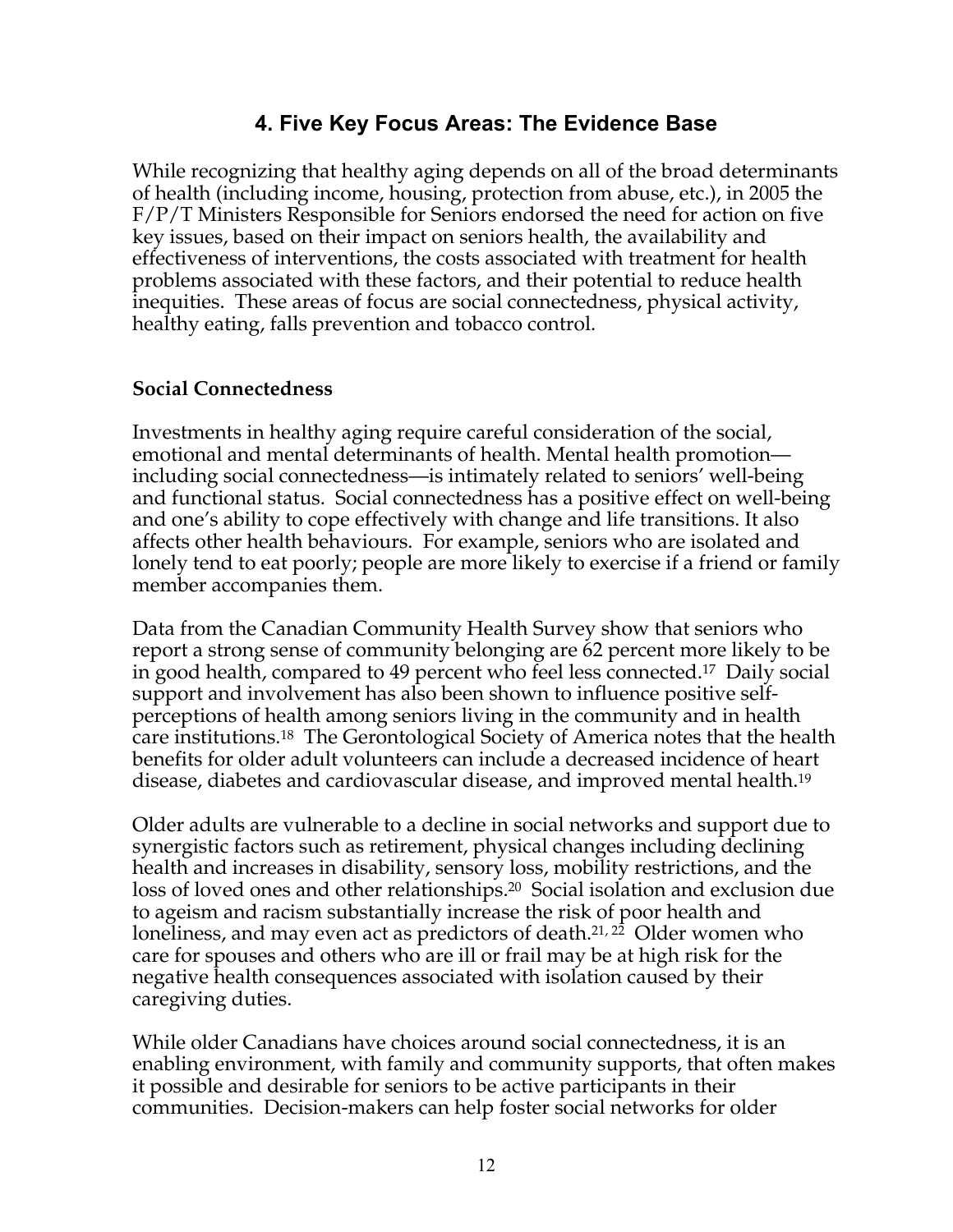## 4. Five Key Focus Areas: The Evidence Base

While recognizing that healthy aging depends on all of the broad determinants of health (including income, housing, protection from abuse, etc.), in 2005 the F/P/T Ministers Responsible for Seniors endorsed the need for action on five key issues, based on their impact on seniors health, the availability and effectiveness of interventions, the costs associated with treatment for health problems associated with these factors, and their potential to reduce health inequities. These areas of focus are social connectedness, physical activity, healthy eating, falls prevention and tobacco control.

### Social Connectedness

Investments in healthy aging require careful consideration of the social, emotional and mental determinants of health. Mental health promotion—including social connectedness—is intimately related to seniors' well-being and functional status. Social connectedness has a positive effect on well-being and one's ability to cope effectively with change and life transitions. It also affects other health behaviours. For example, seniors who are isolated and lonely tend to eat poorly; people are more likely to exercise if a friend or family member accompanies them.

Data from the Canadian Community Health Survey show that seniors who report a strong sense of community belonging are 62 percent more likely to be in good health, compared to 49 percent who feel less connected.[17] Daily social support and involvement has also been shown to influence positive self-perceptions of health among seniors living in the community and in health care institutions.[18] The Gerontological Society of America notes that the health benefits for older adult volunteers can include a decreased incidence of heart disease, diabetes and cardiovascular disease, and improved mental health.[19]

Older adults are vulnerable to a decline in social networks and support due to synergistic factors such as retirement, physical changes including declining health and increases in disability, sensory loss, mobility restrictions, and the loss of loved ones and other relationships.[20] Social isolation and exclusion due to ageism and racism substantially increase the risk of poor health and loneliness, and may even act as predictors of death.[21, 22] Older women who care for spouses and others who are ill or frail may be at high risk for the negative health consequences associated with isolation caused by their caregiving duties.

While older Canadians have choices around social connectedness, it is an enabling environment, with family and community supports, that often makes it possible and desirable for seniors to be active participants in their communities. Decision-makers can help foster social networks for older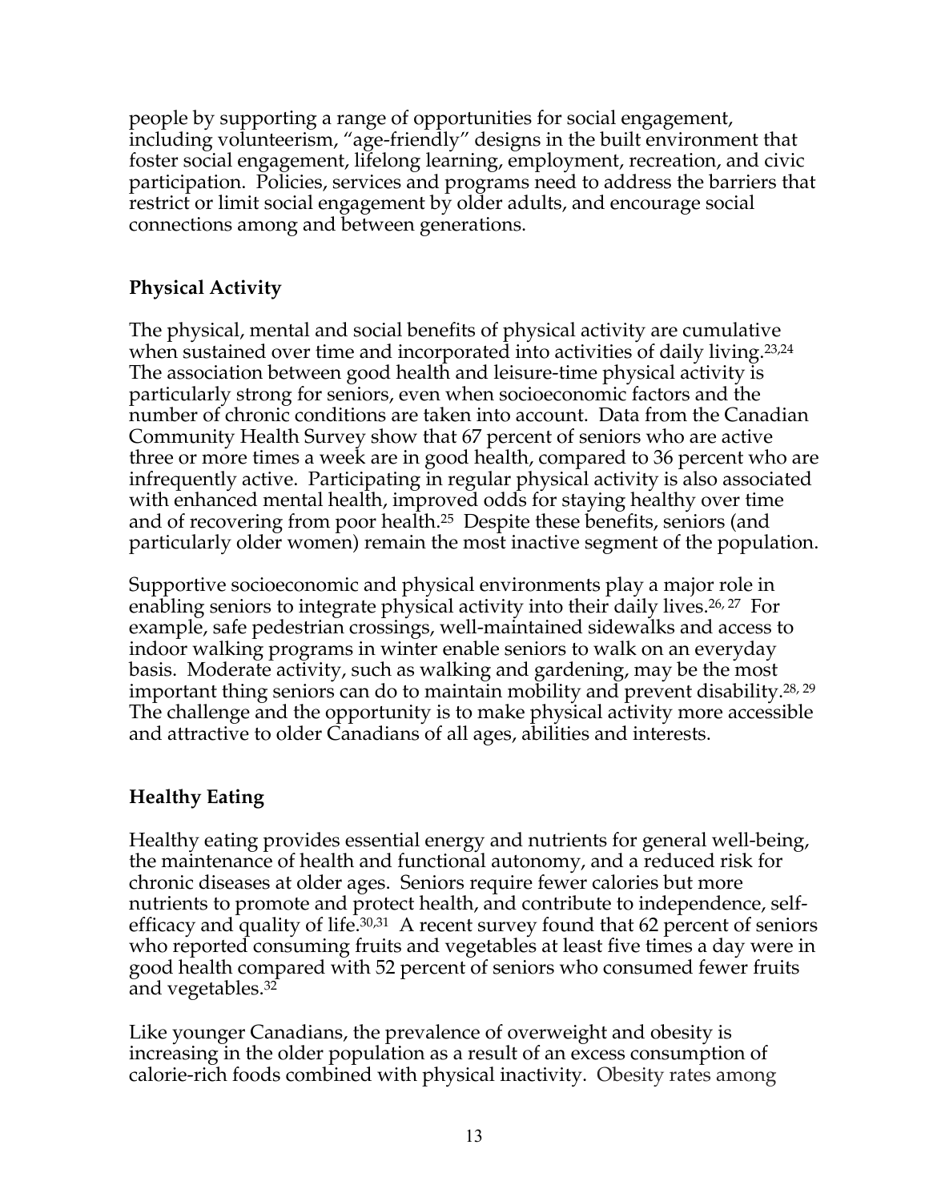people by supporting a range of opportunities for social engagement, including volunteerism, "age-friendly" designs in the built environment that foster social engagement, lifelong learning, employment, recreation, and civic participation. Policies, services and programs need to address the barriers that restrict or limit social engagement by older adults, and encourage social connections among and between generations.

## Physical Activity

The physical, mental and social benefits of physical activity are cumulative when sustained over time and incorporated into activities of daily living.[23,24] The association between good health and leisure-time physical activity is particularly strong for seniors, even when socioeconomic factors and the number of chronic conditions are taken into account. Data from the Canadian Community Health Survey show that 67 percent of seniors who are active three or more times a week are in good health, compared to 36 percent who are infrequently active. Participating in regular physical activity is also associated with enhanced mental health, improved odds for staying healthy over time and of recovering from poor health.[25] Despite these benefits, seniors (and particularly older women) remain the most inactive segment of the population.

Supportive socioeconomic and physical environments play a major role in enabling seniors to integrate physical activity into their daily lives.[26, 27] For example, safe pedestrian crossings, well-maintained sidewalks and access to indoor walking programs in winter enable seniors to walk on an everyday basis. Moderate activity, such as walking and gardening, may be the most important thing seniors can do to maintain mobility and prevent disability.[28, 29] The challenge and the opportunity is to make physical activity more accessible and attractive to older Canadians of all ages, abilities and interests.

## Healthy Eating

Healthy eating provides essential energy and nutrients for general well-being, the maintenance of health and functional autonomy, and a reduced risk for chronic diseases at older ages. Seniors require fewer calories but more nutrients to promote and protect health, and contribute to independence, self-efficacy and quality of life.[30,31] A recent survey found that 62 percent of seniors who reported consuming fruits and vegetables at least five times a day were in good health compared with 52 percent of seniors who consumed fewer fruits and vegetables.[32]

Like younger Canadians, the prevalence of overweight and obesity is increasing in the older population as a result of an excess consumption of calorie-rich foods combined with physical inactivity. Obesity rates among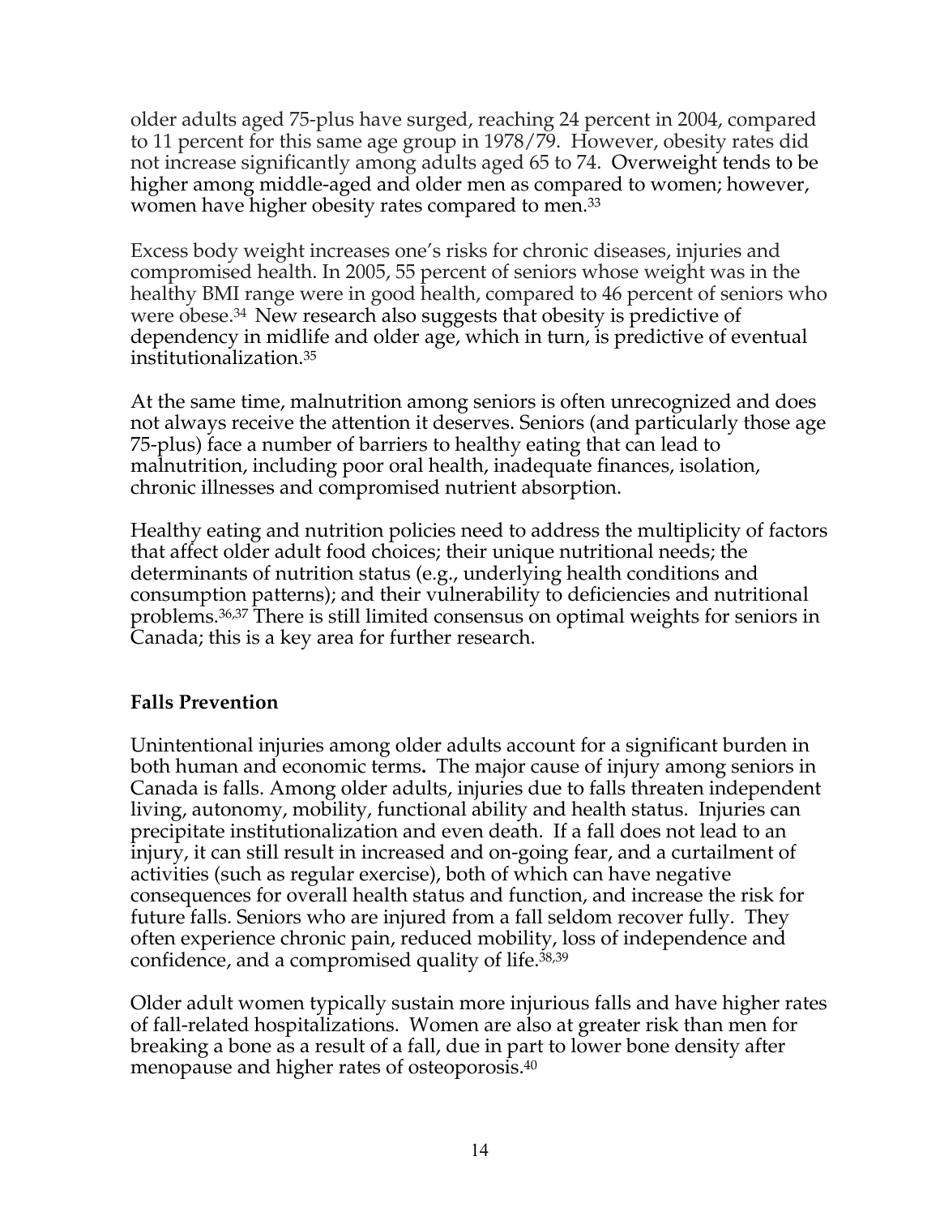older adults aged 75-plus have surged, reaching 24 percent in 2004, compared to 11 percent for this same age group in 1978/79. However, obesity rates did not increase significantly among adults aged 65 to 74. Overweight tends to be higher among middle-aged and older men as compared to women; however, women have higher obesity rates compared to men.[33]

Excess body weight increases one's risks for chronic diseases, injuries and compromised health. In 2005, 55 percent of seniors whose weight was in the healthy BMI range were in good health, compared to 46 percent of seniors who were obese.[34] New research also suggests that obesity is predictive of dependency in midlife and older age, which in turn, is predictive of eventual institutionalization.[35]

At the same time, malnutrition among seniors is often unrecognized and does not always receive the attention it deserves. Seniors (and particularly those age 75-plus) face a number of barriers to healthy eating that can lead to malnutrition, including poor oral health, inadequate finances, isolation, chronic illnesses and compromised nutrient absorption.

Healthy eating and nutrition policies need to address the multiplicity of factors that affect older adult food choices; their unique nutritional needs; the determinants of nutrition status (e.g., underlying health conditions and consumption patterns); and their vulnerability to deficiencies and nutritional problems.[36,37] There is still limited consensus on optimal weights for seniors in Canada; this is a key area for further research.

**Falls Prevention**

Unintentional injuries among older adults account for a significant burden in both human and economic terms**.** The major cause of injury among seniors in Canada is falls. Among older adults, injuries due to falls threaten independent living, autonomy, mobility, functional ability and health status. Injuries can precipitate institutionalization and even death. If a fall does not lead to an injury, it can still result in increased and on-going fear, and a curtailment of activities (such as regular exercise), both of which can have negative consequences for overall health status and function, and increase the risk for future falls. Seniors who are injured from a fall seldom recover fully. They often experience chronic pain, reduced mobility, loss of independence and confidence, and a compromised quality of life.[38,39]

Older adult women typically sustain more injurious falls and have higher rates of fall-related hospitalizations. Women are also at greater risk than men for breaking a bone as a result of a fall, due in part to lower bone density after menopause and higher rates of osteoporosis.[40]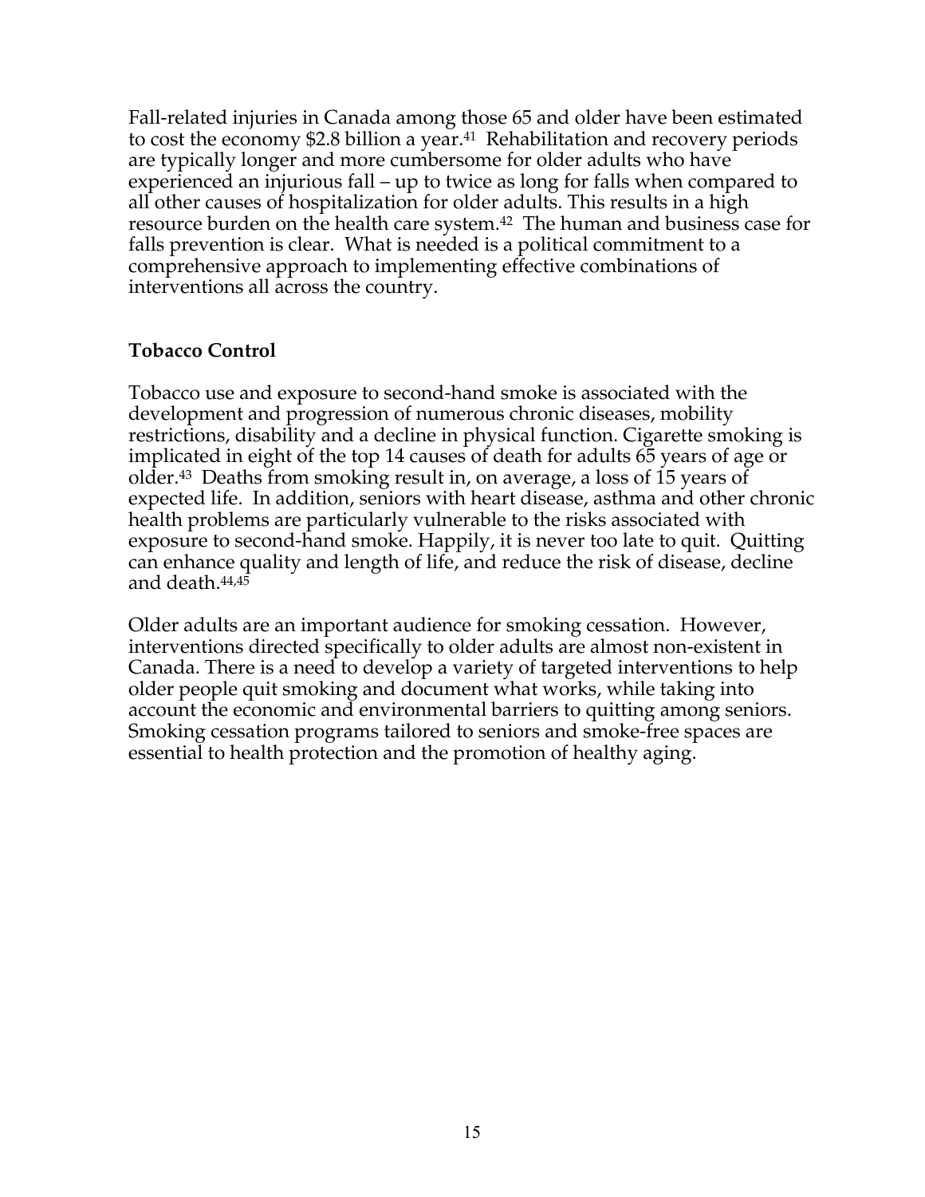Fall-related injuries in Canada among those 65 and older have been estimated to cost the economy $2.8 billion a year.[41] Rehabilitation and recovery periods are typically longer and more cumbersome for older adults who have experienced an injurious fall – up to twice as long for falls when compared to all other causes of hospitalization for older adults. This results in a high resource burden on the health care system.[42] The human and business case for falls prevention is clear. What is needed is a political commitment to a comprehensive approach to implementing effective combinations of interventions all across the country.

**Tobacco Control**

Tobacco use and exposure to second-hand smoke is associated with the development and progression of numerous chronic diseases, mobility restrictions, disability and a decline in physical function. Cigarette smoking is implicated in eight of the top 14 causes of death for adults 65 years of age or older.[43] Deaths from smoking result in, on average, a loss of 15 years of expected life. In addition, seniors with heart disease, asthma and other chronic health problems are particularly vulnerable to the risks associated with exposure to second-hand smoke. Happily, it is never too late to quit. Quitting can enhance quality and length of life, and reduce the risk of disease, decline and death.[44,45]

Older adults are an important audience for smoking cessation. However, interventions directed specifically to older adults are almost non-existent in Canada. There is a need to develop a variety of targeted interventions to help older people quit smoking and document what works, while taking into account the economic and environmental barriers to quitting among seniors. Smoking cessation programs tailored to seniors and smoke-free spaces are essential to health protection and the promotion of healthy aging.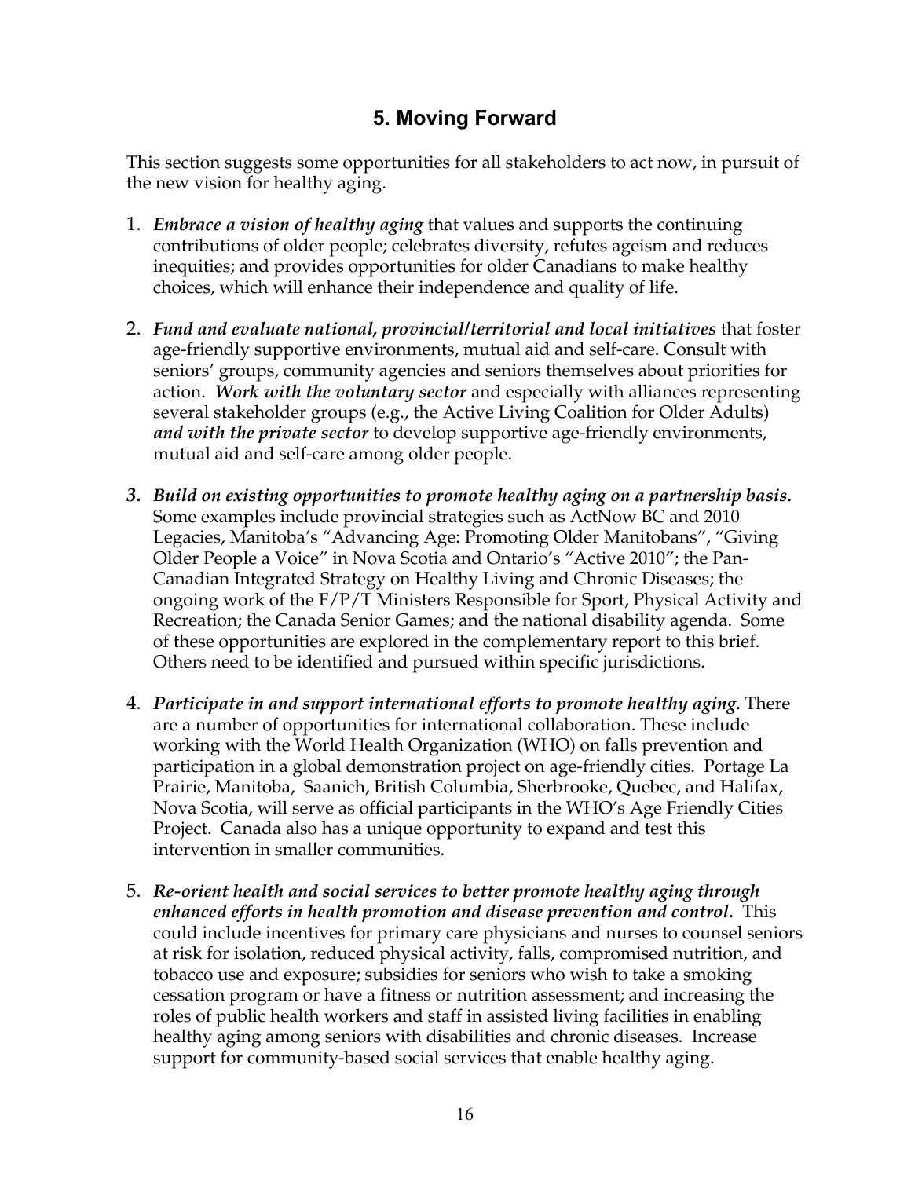## 5. Moving Forward

This section suggests some opportunities for all stakeholders to act now, in pursuit of the new vision for healthy aging.

1. ***Embrace a vision of healthy aging*** that values and supports the continuing contributions of older people; celebrates diversity, refutes ageism and reduces inequities; and provides opportunities for older Canadians to make healthy choices, which will enhance their independence and quality of life.

2. ***Fund and evaluate national, provincial/territorial and local initiatives*** that foster age-friendly supportive environments, mutual aid and self-care. Consult with seniors' groups, community agencies and seniors themselves about priorities for action. ***Work with the voluntary sector*** and especially with alliances representing several stakeholder groups (e.g., the Active Living Coalition for Older Adults) ***and with the private sector*** to develop supportive age-friendly environments, mutual aid and self-care among older people.

3. ***Build on existing opportunities to promote healthy aging on a partnership basis.*** Some examples include provincial strategies such as ActNow BC and 2010 Legacies, Manitoba's "Advancing Age: Promoting Older Manitobans", "Giving Older People a Voice" in Nova Scotia and Ontario's "Active 2010"; the Pan-Canadian Integrated Strategy on Healthy Living and Chronic Diseases; the ongoing work of the F/P/T Ministers Responsible for Sport, Physical Activity and Recreation; the Canada Senior Games; and the national disability agenda. Some of these opportunities are explored in the complementary report to this brief. Others need to be identified and pursued within specific jurisdictions.

4. ***Participate in and support international efforts to promote healthy aging.*** There are a number of opportunities for international collaboration. These include working with the World Health Organization (WHO) on falls prevention and participation in a global demonstration project on age-friendly cities. Portage La Prairie, Manitoba, Saanich, British Columbia, Sherbrooke, Quebec, and Halifax, Nova Scotia, will serve as official participants in the WHO's Age Friendly Cities Project. Canada also has a unique opportunity to expand and test this intervention in smaller communities.

5. ***Re-orient health and social services to better promote healthy aging through enhanced efforts in health promotion and disease prevention and control.*** This could include incentives for primary care physicians and nurses to counsel seniors at risk for isolation, reduced physical activity, falls, compromised nutrition, and tobacco use and exposure; subsidies for seniors who wish to take a smoking cessation program or have a fitness or nutrition assessment; and increasing the roles of public health workers and staff in assisted living facilities in enabling healthy aging among seniors with disabilities and chronic diseases. Increase support for community-based social services that enable healthy aging.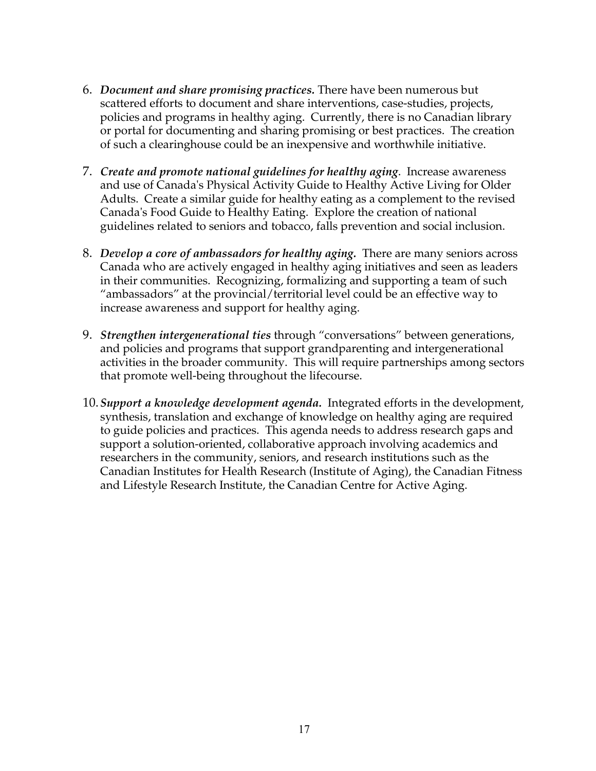6. ***Document and share promising practices.*** There have been numerous but scattered efforts to document and share interventions, case-studies, projects, policies and programs in healthy aging. Currently, there is no Canadian library or portal for documenting and sharing promising or best practices. The creation of such a clearinghouse could be an inexpensive and worthwhile initiative.

7. ***Create and promote national guidelines for healthy aging***. Increase awareness and use of Canada's Physical Activity Guide to Healthy Active Living for Older Adults. Create a similar guide for healthy eating as a complement to the revised Canada's Food Guide to Healthy Eating. Explore the creation of national guidelines related to seniors and tobacco, falls prevention and social inclusion.

8. ***Develop a core of ambassadors for healthy aging.*** There are many seniors across Canada who are actively engaged in healthy aging initiatives and seen as leaders in their communities. Recognizing, formalizing and supporting a team of such "ambassadors" at the provincial/territorial level could be an effective way to increase awareness and support for healthy aging.

9. ***Strengthen intergenerational ties*** through "conversations" between generations, and policies and programs that support grandparenting and intergenerational activities in the broader community. This will require partnerships among sectors that promote well-being throughout the lifecourse.

10. ***Support a knowledge development agenda.*** Integrated efforts in the development, synthesis, translation and exchange of knowledge on healthy aging are required to guide policies and practices. This agenda needs to address research gaps and support a solution-oriented, collaborative approach involving academics and researchers in the community, seniors, and research institutions such as the Canadian Institutes for Health Research (Institute of Aging), the Canadian Fitness and Lifestyle Research Institute, the Canadian Centre for Active Aging.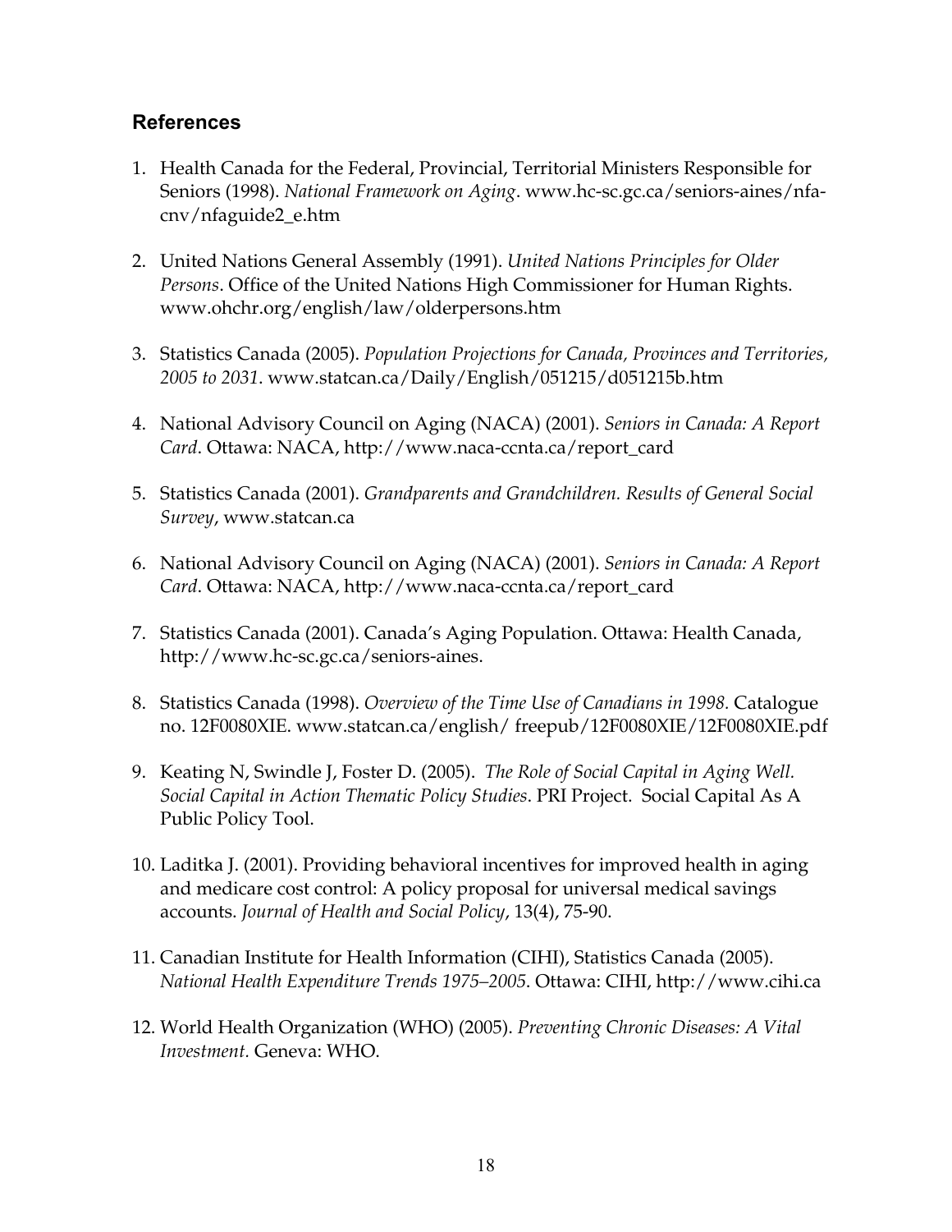### References

1. Health Canada for the Federal, Provincial, Territorial Ministers Responsible for Seniors (1998). *National Framework on Aging*. www.hc-sc.gc.ca/seniors-aines/nfa-cnv/nfaguide2_e.htm

2. United Nations General Assembly (1991). *United Nations Principles for Older Persons*. Office of the United Nations High Commissioner for Human Rights. www.ohchr.org/english/law/olderpersons.htm

3. Statistics Canada (2005). *Population Projections for Canada, Provinces and Territories, 2005 to 2031*. www.statcan.ca/Daily/English/051215/d051215b.htm

4. National Advisory Council on Aging (NACA) (2001). *Seniors in Canada: A Report Card*. Ottawa: NACA, http://www.naca-ccnta.ca/report_card

5. Statistics Canada (2001). *Grandparents and Grandchildren. Results of General Social Survey*, www.statcan.ca

6. National Advisory Council on Aging (NACA) (2001). *Seniors in Canada: A Report Card*. Ottawa: NACA, http://www.naca-ccnta.ca/report_card

7. Statistics Canada (2001). Canada's Aging Population. Ottawa: Health Canada, http://www.hc-sc.gc.ca/seniors-aines.

8. Statistics Canada (1998). *Overview of the Time Use of Canadians in 1998.* Catalogue no. 12F0080XIE. www.statcan.ca/english/ freepub/12F0080XIE/12F0080XIE.pdf

9. Keating N, Swindle J, Foster D. (2005). *The Role of Social Capital in Aging Well. Social Capital in Action Thematic Policy Studies*. PRI Project. Social Capital As A Public Policy Tool.

10. Laditka J. (2001). Providing behavioral incentives for improved health in aging and medicare cost control: A policy proposal for universal medical savings accounts. *Journal of Health and Social Policy*, 13(4), 75-90.

11. Canadian Institute for Health Information (CIHI), Statistics Canada (2005). *National Health Expenditure Trends 1975–2005*. Ottawa: CIHI, http://www.cihi.ca

12. World Health Organization (WHO) (2005). *Preventing Chronic Diseases: A Vital Investment.* Geneva: WHO.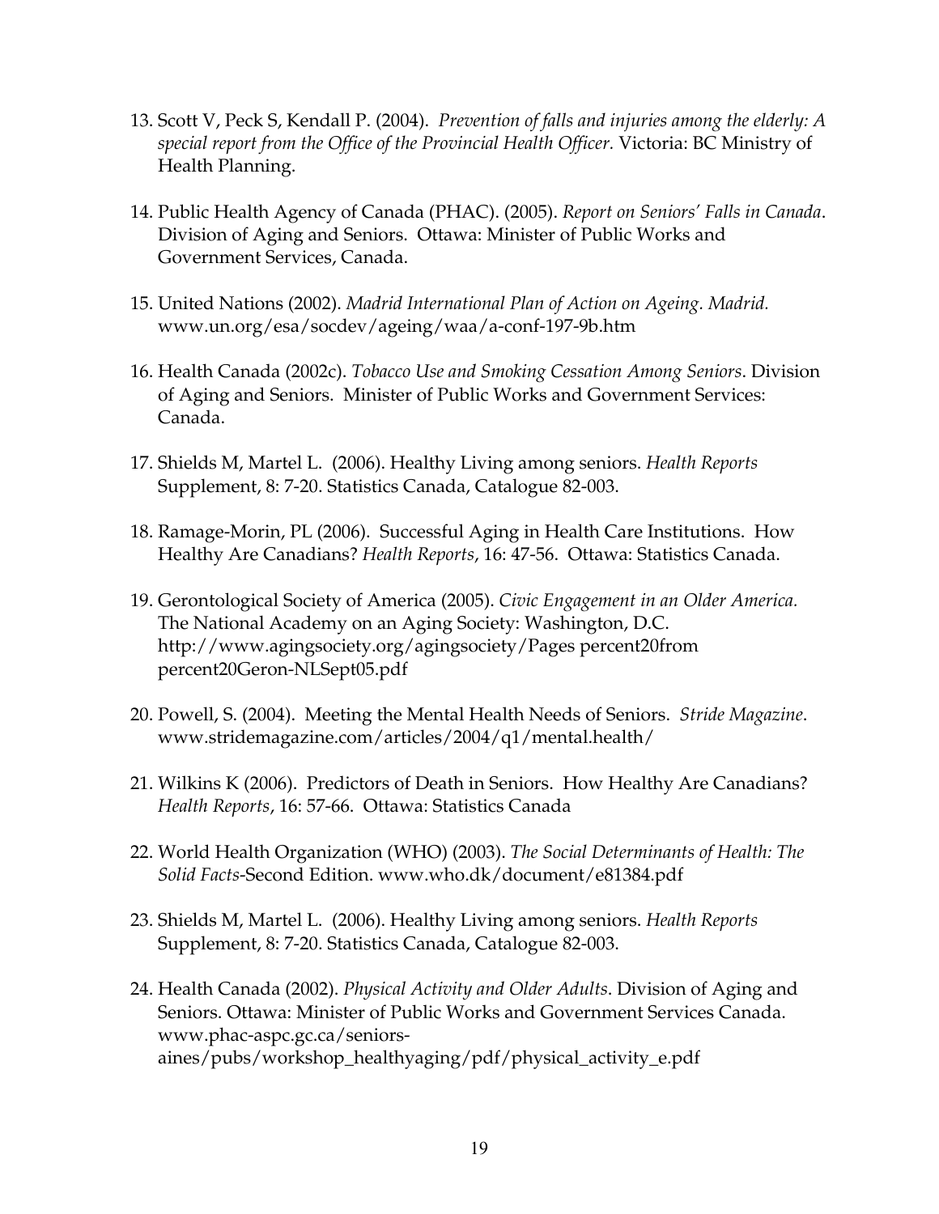13. Scott V, Peck S, Kendall P. (2004). *Prevention of falls and injuries among the elderly: A special report from the Office of the Provincial Health Officer.* Victoria: BC Ministry of Health Planning.

14. Public Health Agency of Canada (PHAC). (2005). *Report on Seniors' Falls in Canada*. Division of Aging and Seniors. Ottawa: Minister of Public Works and Government Services, Canada.

15. United Nations (2002). *Madrid International Plan of Action on Ageing. Madrid.* www.un.org/esa/socdev/ageing/waa/a-conf-197-9b.htm

16. Health Canada (2002c). *Tobacco Use and Smoking Cessation Among Seniors*. Division of Aging and Seniors. Minister of Public Works and Government Services: Canada.

17. Shields M, Martel L. (2006). Healthy Living among seniors. *Health Reports* Supplement, 8: 7-20. Statistics Canada, Catalogue 82-003.

18. Ramage-Morin, PL (2006). Successful Aging in Health Care Institutions. How Healthy Are Canadians? *Health Reports*, 16: 47-56. Ottawa: Statistics Canada.

19. Gerontological Society of America (2005). *Civic Engagement in an Older America.* The National Academy on an Aging Society: Washington, D.C. http://www.agingsociety.org/agingsociety/Pages percent20from percent20Geron-NLSept05.pdf

20. Powell, S. (2004). Meeting the Mental Health Needs of Seniors. *Stride Magazine*. www.stridemagazine.com/articles/2004/q1/mental.health/

21. Wilkins K (2006). Predictors of Death in Seniors. How Healthy Are Canadians? *Health Reports*, 16: 57-66. Ottawa: Statistics Canada

22. World Health Organization (WHO) (2003). *The Social Determinants of Health: The Solid Facts*-Second Edition. www.who.dk/document/e81384.pdf

23. Shields M, Martel L. (2006). Healthy Living among seniors. *Health Reports* Supplement, 8: 7-20. Statistics Canada, Catalogue 82-003.

24. Health Canada (2002). *Physical Activity and Older Adults*. Division of Aging and Seniors. Ottawa: Minister of Public Works and Government Services Canada. www.phac-aspc.gc.ca/seniors-aines/pubs/workshop_healthyaging/pdf/physical_activity_e.pdf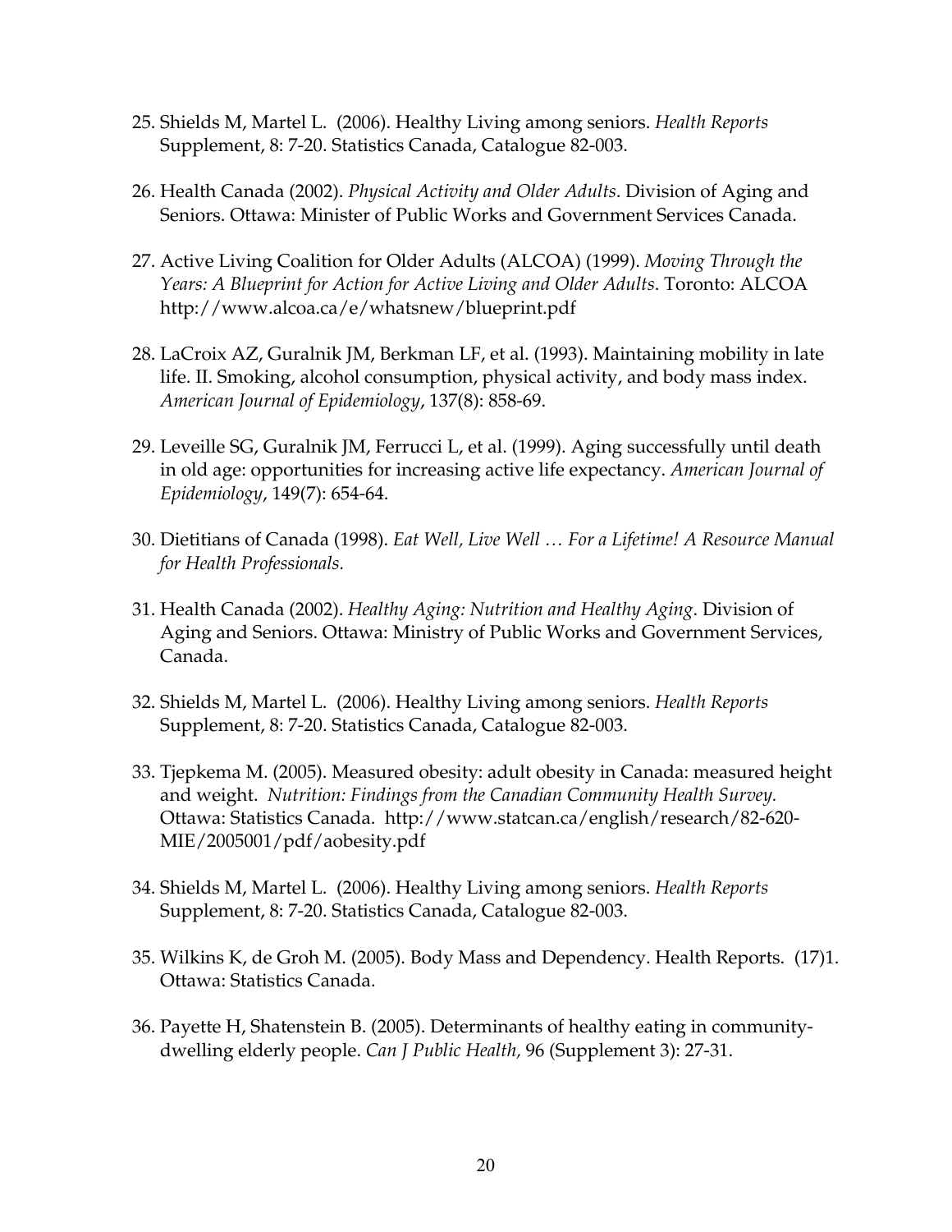25. Shields M, Martel L. (2006). Healthy Living among seniors. *Health Reports* Supplement, 8: 7-20. Statistics Canada, Catalogue 82-003.

26. Health Canada (2002). *Physical Activity and Older Adults*. Division of Aging and Seniors. Ottawa: Minister of Public Works and Government Services Canada.

27. Active Living Coalition for Older Adults (ALCOA) (1999). *Moving Through the Years: A Blueprint for Action for Active Living and Older Adults*. Toronto: ALCOA http://www.alcoa.ca/e/whatsnew/blueprint.pdf

28. LaCroix AZ, Guralnik JM, Berkman LF, et al. (1993). Maintaining mobility in late life. II. Smoking, alcohol consumption, physical activity, and body mass index. *American Journal of Epidemiology*, 137(8): 858-69.

29. Leveille SG, Guralnik JM, Ferrucci L, et al. (1999). Aging successfully until death in old age: opportunities for increasing active life expectancy. *American Journal of Epidemiology*, 149(7): 654-64.

30. Dietitians of Canada (1998). *Eat Well, Live Well … For a Lifetime! A Resource Manual for Health Professionals.*

31. Health Canada (2002). *Healthy Aging: Nutrition and Healthy Aging*. Division of Aging and Seniors. Ottawa: Ministry of Public Works and Government Services, Canada.

32. Shields M, Martel L. (2006). Healthy Living among seniors. *Health Reports* Supplement, 8: 7-20. Statistics Canada, Catalogue 82-003.

33. Tjepkema M. (2005). Measured obesity: adult obesity in Canada: measured height and weight. *Nutrition: Findings from the Canadian Community Health Survey.* Ottawa: Statistics Canada. http://www.statcan.ca/english/research/82-620-MIE/2005001/pdf/aobesity.pdf

34. Shields M, Martel L. (2006). Healthy Living among seniors. *Health Reports* Supplement, 8: 7-20. Statistics Canada, Catalogue 82-003.

35. Wilkins K, de Groh M. (2005). Body Mass and Dependency. Health Reports. (17)1. Ottawa: Statistics Canada.

36. Payette H, Shatenstein B. (2005). Determinants of healthy eating in community-dwelling elderly people. *Can J Public Health,* 96 (Supplement 3): 27-31.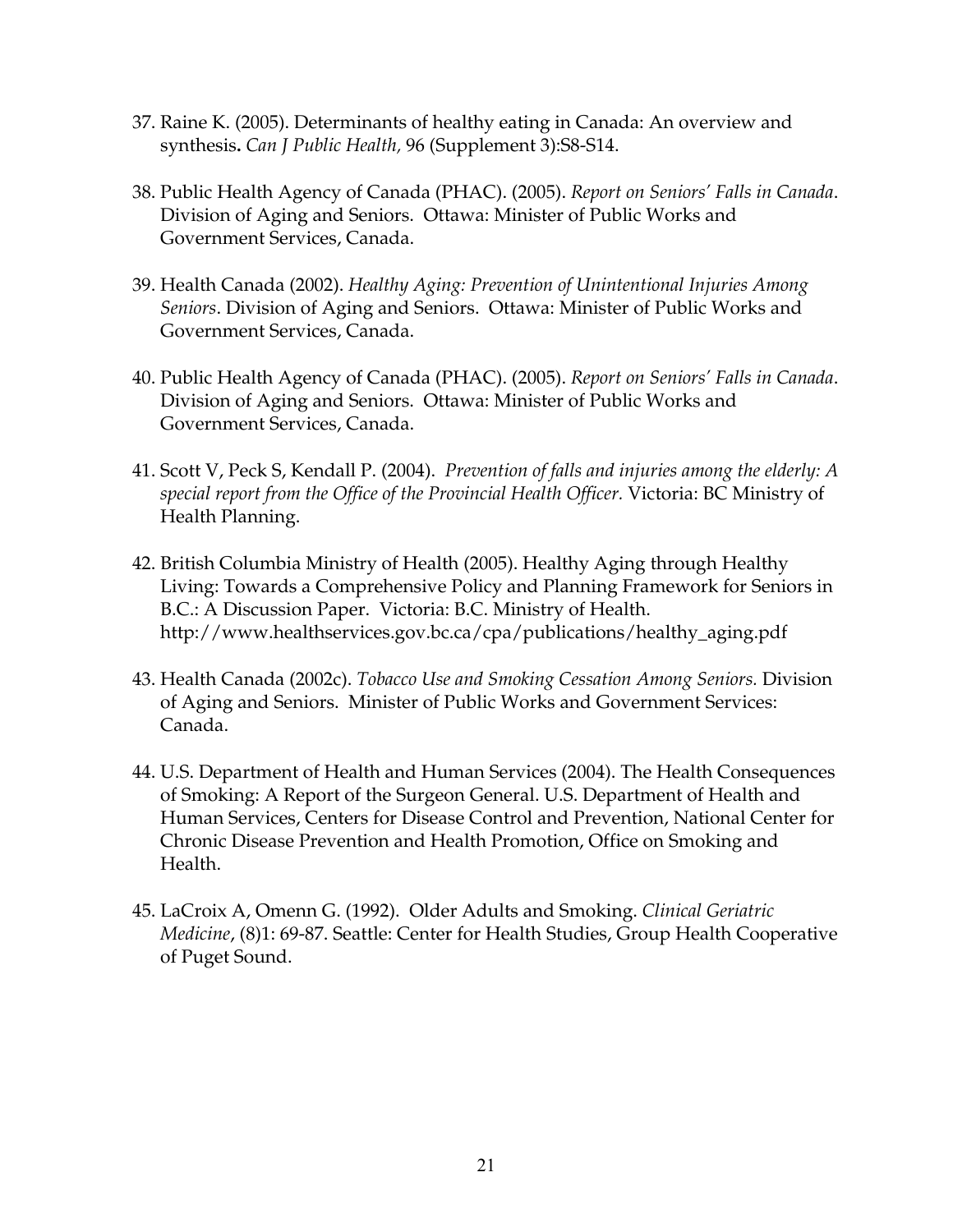37. Raine K. (2005). Determinants of healthy eating in Canada: An overview and synthesis**.** *Can J Public Health,* 96 (Supplement 3):S8-S14.

38. Public Health Agency of Canada (PHAC). (2005). *Report on Seniors' Falls in Canada*. Division of Aging and Seniors. Ottawa: Minister of Public Works and Government Services, Canada.

39. Health Canada (2002). *Healthy Aging: Prevention of Unintentional Injuries Among Seniors*. Division of Aging and Seniors. Ottawa: Minister of Public Works and Government Services, Canada.

40. Public Health Agency of Canada (PHAC). (2005). *Report on Seniors' Falls in Canada*. Division of Aging and Seniors. Ottawa: Minister of Public Works and Government Services, Canada.

41. Scott V, Peck S, Kendall P. (2004). *Prevention of falls and injuries among the elderly: A special report from the Office of the Provincial Health Officer.* Victoria: BC Ministry of Health Planning.

42. British Columbia Ministry of Health (2005). Healthy Aging through Healthy Living: Towards a Comprehensive Policy and Planning Framework for Seniors in B.C.: A Discussion Paper. Victoria: B.C. Ministry of Health. http://www.healthservices.gov.bc.ca/cpa/publications/healthy_aging.pdf

43. Health Canada (2002c). *Tobacco Use and Smoking Cessation Among Seniors.* Division of Aging and Seniors. Minister of Public Works and Government Services: Canada.

44. U.S. Department of Health and Human Services (2004). The Health Consequences of Smoking: A Report of the Surgeon General. U.S. Department of Health and Human Services, Centers for Disease Control and Prevention, National Center for Chronic Disease Prevention and Health Promotion, Office on Smoking and Health.

45. LaCroix A, Omenn G. (1992). Older Adults and Smoking. *Clinical Geriatric Medicine*, (8)1: 69-87. Seattle: Center for Health Studies, Group Health Cooperative of Puget Sound.